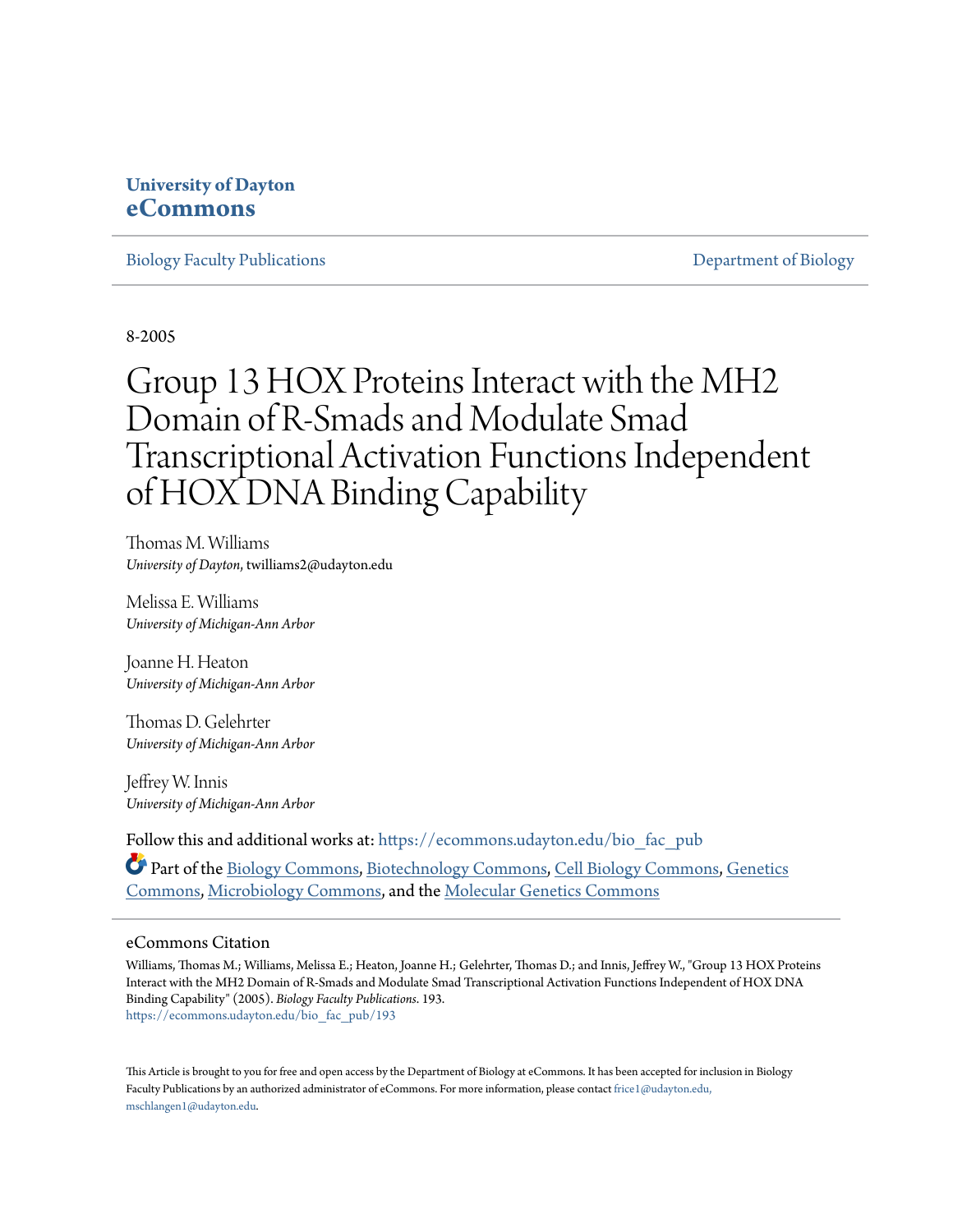University of Dayton
**eCommons**

Biology Faculty Publications | Department of Biology

8-2005

# Group 13 HOX Proteins Interact with the MH2 Domain of R-Smads and Modulate Smad Transcriptional Activation Functions Independent of HOX DNA Binding Capability

Thomas M. Williams
*University of Dayton*, twilliams2@udayton.edu

Melissa E. Williams
*University of Michigan-Ann Arbor*

Joanne H. Heaton
*University of Michigan-Ann Arbor*

Thomas D. Gelehrter
*University of Michigan-Ann Arbor*

Jeffrey W. Innis
*University of Michigan-Ann Arbor*

Follow this and additional works at: https://ecommons.udayton.edu/bio_fac_pub

Part of the Biology Commons, Biotechnology Commons, Cell Biology Commons, Genetics Commons, Microbiology Commons, and the Molecular Genetics Commons

## eCommons Citation

Williams, Thomas M.; Williams, Melissa E.; Heaton, Joanne H.; Gelehrter, Thomas D.; and Innis, Jeffrey W., "Group 13 HOX Proteins Interact with the MH2 Domain of R-Smads and Modulate Smad Transcriptional Activation Functions Independent of HOX DNA Binding Capability" (2005). *Biology Faculty Publications*. 193.
https://ecommons.udayton.edu/bio_fac_pub/193

This Article is brought to you for free and open access by the Department of Biology at eCommons. It has been accepted for inclusion in Biology Faculty Publications by an authorized administrator of eCommons. For more information, please contact frice1@udayton.edu, mschlangen1@udayton.edu.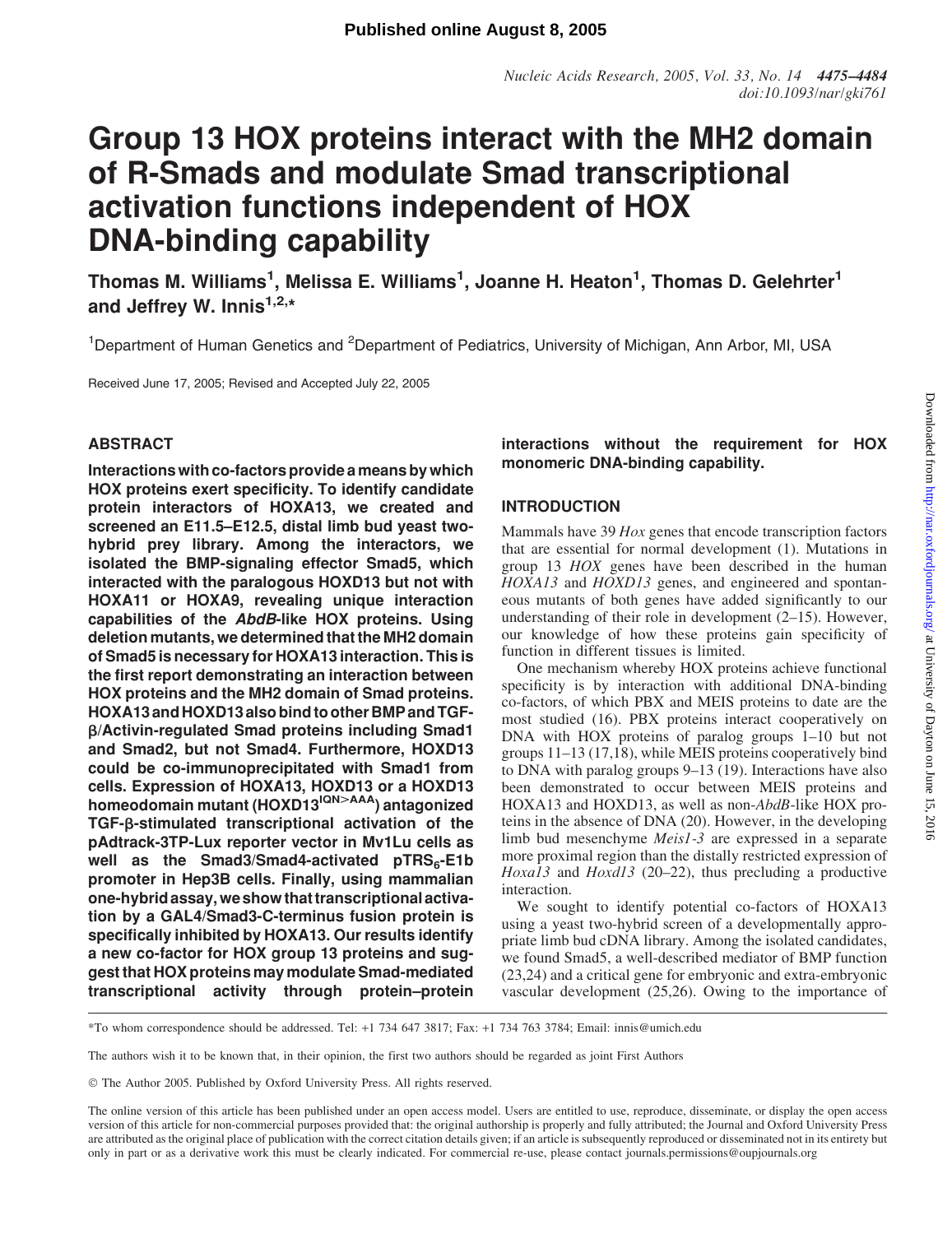Published online August 8, 2005

# Group 13 HOX proteins interact with the MH2 domain of R-Smads and modulate Smad transcriptional activation functions independent of HOX DNA-binding capability

**Thomas M. Williams[1], Melissa E. Williams[1], Joanne H. Heaton[1], Thomas D. Gelehrter[1] and Jeffrey W. Innis[1,2,*]**

[1]Department of Human Genetics and [2]Department of Pediatrics, University of Michigan, Ann Arbor, MI, USA

Received June 17, 2005; Revised and Accepted July 22, 2005

## ABSTRACT

**Interactions with co-factors provide a means by which HOX proteins exert specificity. To identify candidate protein interactors of HOXA13, we created and screened an E11.5–E12.5, distal limb bud yeast two-hybrid prey library. Among the interactors, we isolated the BMP-signaling effector Smad5, which interacted with the paralogous HOXD13 but not with HOXA11 or HOXA9, revealing unique interaction capabilities of the *AbdB*-like HOX proteins. Using deletion mutants, we determined that the MH2 domain of Smad5 is necessary for HOXA13 interaction. This is the first report demonstrating an interaction between HOX proteins and the MH2 domain of Smad proteins. HOXA13 and HOXD13 also bind to other BMP and TGF-β/Activin-regulated Smad proteins including Smad1 and Smad2, but not Smad4. Furthermore, HOXD13 could be co-immunoprecipitated with Smad1 from cells. Expression of HOXA13, HOXD13 or a HOXD13 homeodomain mutant (HOXD13$^{IQN>AAA}$) antagonized TGF-β-stimulated transcriptional activation of the pAdtrack-3TP-Lux reporter vector in Mv1Lu cells as well as the Smad3/Smad4-activated pTRS$_6$-E1b promoter in Hep3B cells. Finally, using mammalian one-hybrid assay, we show that transcriptional activation by a GAL4/Smad3-C-terminus fusion protein is specifically inhibited by HOXA13. Our results identify a new co-factor for HOX group 13 proteins and suggest that HOX proteins may modulate Smad-mediated transcriptional activity through protein–protein interactions without the requirement for HOX monomeric DNA-binding capability.**

## INTRODUCTION

Mammals have 39 *Hox* genes that encode transcription factors that are essential for normal development (1). Mutations in group 13 *HOX* genes have been described in the human *HOXA13* and *HOXD13* genes, and engineered and spontaneous mutants of both genes have added significantly to our understanding of their role in development (2–15). However, our knowledge of how these proteins gain specificity of function in different tissues is limited.

One mechanism whereby HOX proteins achieve functional specificity is by interaction with additional DNA-binding co-factors, of which PBX and MEIS proteins to date are the most studied (16). PBX proteins interact cooperatively on DNA with HOX proteins of paralog groups 1–10 but not groups 11–13 (17,18), while MEIS proteins cooperatively bind to DNA with paralog groups 9–13 (19). Interactions have also been demonstrated to occur between MEIS proteins and HOXA13 and HOXD13, as well as non-*AbdB*-like HOX proteins in the absence of DNA (20). However, in the developing limb bud mesenchyme *Meis1-3* are expressed in a separate more proximal region than the distally restricted expression of *Hoxa13* and *Hoxd13* (20–22), thus precluding a productive interaction.

We sought to identify potential co-factors of HOXA13 using a yeast two-hybrid screen of a developmentally appropriate limb bud cDNA library. Among the isolated candidates, we found Smad5, a well-described mediator of BMP function (23,24) and a critical gene for embryonic and extra-embryonic vascular development (25,26). Owing to the importance of

*To whom correspondence should be addressed. Tel: +1 734 647 3817; Fax: +1 734 763 3784; Email: innis@umich.edu

The authors wish it to be known that, in their opinion, the first two authors should be regarded as joint First Authors

© The Author 2005. Published by Oxford University Press. All rights reserved.

The online version of this article has been published under an open access model. Users are entitled to use, reproduce, disseminate, or display the open access version of this article for non-commercial purposes provided that: the original authorship is properly and fully attributed; the Journal and Oxford University Press are attributed as the original place of publication with the correct citation details given; if an article is subsequently reproduced or disseminated not in its entirety but only in part or as a derivative work this must be clearly indicated. For commercial re-use, please contact journals.permissions@oupjournals.org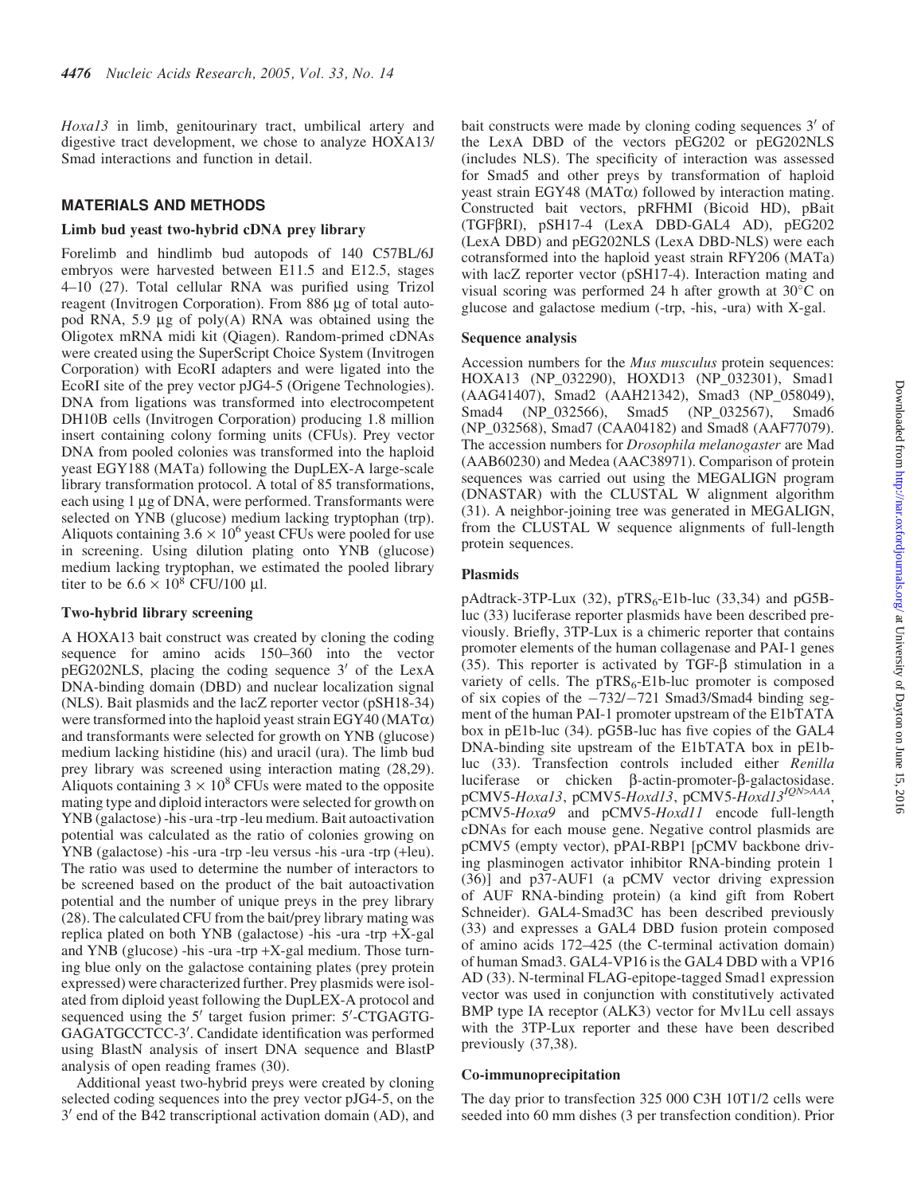*Hoxa13* in limb, genitourinary tract, umbilical artery and digestive tract development, we chose to analyze HOXA13/Smad interactions and function in detail.

## MATERIALS AND METHODS

### Limb bud yeast two-hybrid cDNA prey library

Forelimb and hindlimb bud autopods of 140 C57BL/6J embryos were harvested between E11.5 and E12.5, stages 4–10 (27). Total cellular RNA was purified using Trizol reagent (Invitrogen Corporation). From 886 μg of total autopod RNA, 5.9 μg of poly(A) RNA was obtained using the Oligotex mRNA midi kit (Qiagen). Random-primed cDNAs were created using the SuperScript Choice System (Invitrogen Corporation) with EcoRI adapters and were ligated into the EcoRI site of the prey vector pJG4-5 (Origene Technologies). DNA from ligations was transformed into electrocompetent DH10B cells (Invitrogen Corporation) producing 1.8 million insert containing colony forming units (CFUs). Prey vector DNA from pooled colonies was transformed into the haploid yeast EGY188 (MATa) following the DupLEX-A large-scale library transformation protocol. A total of 85 transformations, each using 1 μg of DNA, were performed. Transformants were selected on YNB (glucose) medium lacking tryptophan (trp). Aliquots containing $3.6 \times 10^6$ yeast CFUs were pooled for use in screening. Using dilution plating onto YNB (glucose) medium lacking tryptophan, we estimated the pooled library titer to be $6.6 \times 10^8$ CFU/100 μl.

### Two-hybrid library screening

A HOXA13 bait construct was created by cloning the coding sequence for amino acids 150–360 into the vector pEG202NLS, placing the coding sequence 3′ of the LexA DNA-binding domain (DBD) and nuclear localization signal (NLS). Bait plasmids and the lacZ reporter vector (pSH18-34) were transformed into the haploid yeast strain EGY40 (MATα) and transformants were selected for growth on YNB (glucose) medium lacking histidine (his) and uracil (ura). The limb bud prey library was screened using interaction mating (28,29). Aliquots containing $3 \times 10^8$ CFUs were mated to the opposite mating type and diploid interactors were selected for growth on YNB (galactose) -his -ura -trp -leu medium. Bait autoactivation potential was calculated as the ratio of colonies growing on YNB (galactose) -his -ura -trp -leu versus -his -ura -trp (+leu). The ratio was used to determine the number of interactors to be screened based on the product of the bait autoactivation potential and the number of unique preys in the prey library (28). The calculated CFU from the bait/prey library mating was replica plated on both YNB (galactose) -his -ura -trp +X-gal and YNB (glucose) -his -ura -trp +X-gal medium. Those turning blue only on the galactose containing plates (prey protein expressed) were characterized further. Prey plasmids were isolated from diploid yeast following the DupLEX-A protocol and sequenced using the 5′ target fusion primer: 5′-CTGAGTGGAGATGCCTCC-3′. Candidate identification was performed using BlastN analysis of insert DNA sequence and BlastP analysis of open reading frames (30).

Additional yeast two-hybrid preys were created by cloning selected coding sequences into the prey vector pJG4-5, on the 3′ end of the B42 transcriptional activation domain (AD), and bait constructs were made by cloning coding sequences 3′ of the LexA DBD of the vectors pEG202 or pEG202NLS (includes NLS). The specificity of interaction was assessed for Smad5 and other preys by transformation of haploid yeast strain EGY48 (MATα) followed by interaction mating. Constructed bait vectors, pRFHMI (Bicoid HD), pBait (TGFβRI), pSH17-4 (LexA DBD-GAL4 AD), pEG202 (LexA DBD) and pEG202NLS (LexA DBD-NLS) were each cotransformed into the haploid yeast strain RFY206 (MATa) with lacZ reporter vector (pSH17-4). Interaction mating and visual scoring was performed 24 h after growth at 30°C on glucose and galactose medium (-trp, -his, -ura) with X-gal.

### Sequence analysis

Accession numbers for the *Mus musculus* protein sequences: HOXA13 (NP_032290), HOXD13 (NP_032301), Smad1 (AAG41407), Smad2 (AAH21342), Smad3 (NP_058049), Smad4 (NP_032566), Smad5 (NP_032567), Smad6 (NP_032568), Smad7 (CAA04182) and Smad8 (AAF77079). The accession numbers for *Drosophila melanogaster* are Mad (AAB60230) and Medea (AAC38971). Comparison of protein sequences was carried out using the MEGALIGN program (DNASTAR) with the CLUSTAL W alignment algorithm (31). A neighbor-joining tree was generated in MEGALIGN, from the CLUSTAL W sequence alignments of full-length protein sequences.

### Plasmids

pAdtrack-3TP-Lux (32), pTRS$_6$-E1b-luc (33,34) and pG5B-luc (33) luciferase reporter plasmids have been described previously. Briefly, 3TP-Lux is a chimeric reporter that contains promoter elements of the human collagenase and PAI-1 genes (35). This reporter is activated by TGF-β stimulation in a variety of cells. The pTRS$_6$-E1b-luc promoter is composed of six copies of the −732/−721 Smad3/Smad4 binding segment of the human PAI-1 promoter upstream of the E1bTATA box in pE1b-luc (34). pG5B-luc has five copies of the GAL4 DNA-binding site upstream of the E1bTATA box in pE1b-luc (33). Transfection controls included either *Renilla* luciferase or chicken β-actin-promoter-β-galactosidase. pCMV5-*Hoxa13*, pCMV5-*Hoxd13*, pCMV5-*Hoxd13*$^{IQN>AAA}$, pCMV5-*Hoxa9* and pCMV5-*Hoxd11* encode full-length cDNAs for each mouse gene. Negative control plasmids are pCMV5 (empty vector), pPAI-RBP1 [pCMV backbone driving plasminogen activator inhibitor RNA-binding protein 1 (36)] and p37-AUF1 (a pCMV vector driving expression of AUF RNA-binding protein) (a kind gift from Robert Schneider). GAL4-Smad3C has been described previously (33) and expresses a GAL4 DBD fusion protein composed of amino acids 172–425 (the C-terminal activation domain) of human Smad3. GAL4-VP16 is the GAL4 DBD with a VP16 AD (33). N-terminal FLAG-epitope-tagged Smad1 expression vector was used in conjunction with constitutively activated BMP type IA receptor (ALK3) vector for Mv1Lu cell assays with the 3TP-Lux reporter and these have been described previously (37,38).

### Co-immunoprecipitation

The day prior to transfection 325 000 C3H 10T1/2 cells were seeded into 60 mm dishes (3 per transfection condition). Prior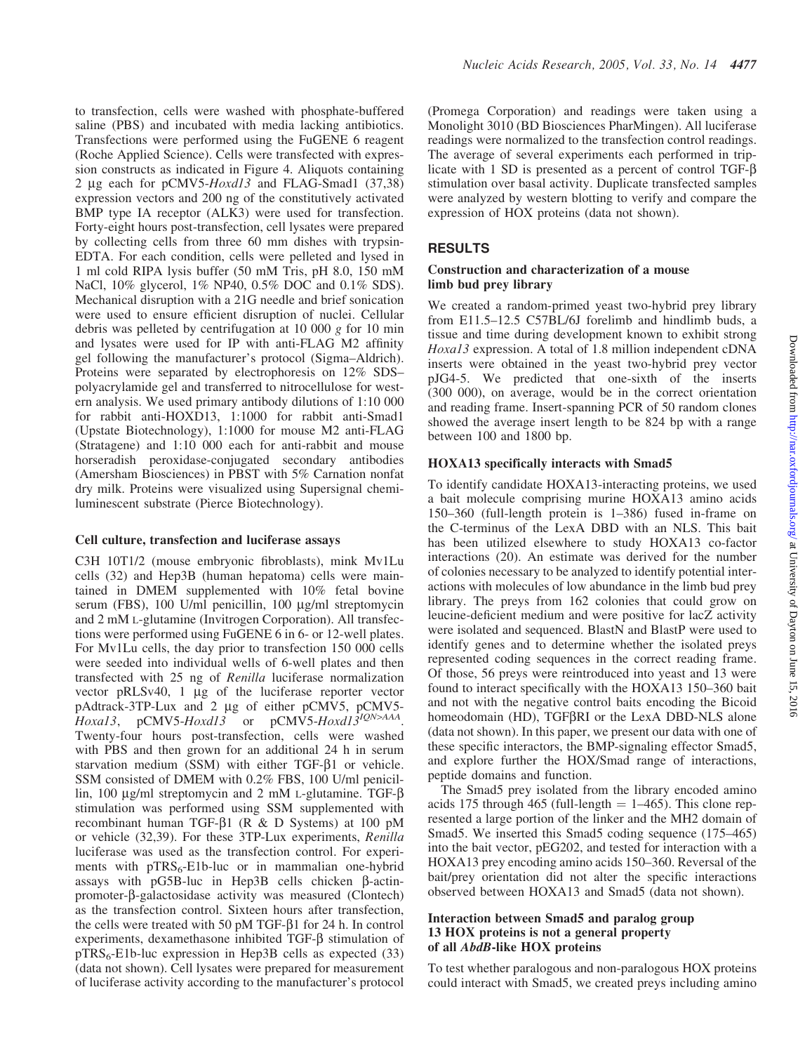to transfection, cells were washed with phosphate-buffered saline (PBS) and incubated with media lacking antibiotics. Transfections were performed using the FuGENE 6 reagent (Roche Applied Science). Cells were transfected with expression constructs as indicated in Figure 4. Aliquots containing 2 μg each for pCMV5-*Hoxd13* and FLAG-Smad1 (37,38) expression vectors and 200 ng of the constitutively activated BMP type IA receptor (ALK3) were used for transfection. Forty-eight hours post-transfection, cell lysates were prepared by collecting cells from three 60 mm dishes with trypsin-EDTA. For each condition, cells were pelleted and lysed in 1 ml cold RIPA lysis buffer (50 mM Tris, pH 8.0, 150 mM NaCl, 10% glycerol, 1% NP40, 0.5% DOC and 0.1% SDS). Mechanical disruption with a 21G needle and brief sonication were used to ensure efficient disruption of nuclei. Cellular debris was pelleted by centrifugation at 10 000 *g* for 10 min and lysates were used for IP with anti-FLAG M2 affinity gel following the manufacturer's protocol (Sigma–Aldrich). Proteins were separated by electrophoresis on 12% SDS–polyacrylamide gel and transferred to nitrocellulose for western analysis. We used primary antibody dilutions of 1:10 000 for rabbit anti-HOXD13, 1:1000 for rabbit anti-Smad1 (Upstate Biotechnology), 1:1000 for mouse M2 anti-FLAG (Stratagene) and 1:10 000 each for anti-rabbit and mouse horseradish peroxidase-conjugated secondary antibodies (Amersham Biosciences) in PBST with 5% Carnation nonfat dry milk. Proteins were visualized using Supersignal chemiluminescent substrate (Pierce Biotechnology).

### Cell culture, transfection and luciferase assays

C3H 10T1/2 (mouse embryonic fibroblasts), mink Mv1Lu cells (32) and Hep3B (human hepatoma) cells were maintained in DMEM supplemented with 10% fetal bovine serum (FBS), 100 U/ml penicillin, 100 μg/ml streptomycin and 2 mM L-glutamine (Invitrogen Corporation). All transfections were performed using FuGENE 6 in 6- or 12-well plates. For Mv1Lu cells, the day prior to transfection 150 000 cells were seeded into individual wells of 6-well plates and then transfected with 25 ng of *Renilla* luciferase normalization vector pRLSv40, 1 μg of the luciferase reporter vector pAdtrack-3TP-Lux and 2 μg of either pCMV5, pCMV5-*Hoxa13*, pCMV5-*Hoxd13* or pCMV5-$Hoxd13^{IQN>AAA}$. Twenty-four hours post-transfection, cells were washed with PBS and then grown for an additional 24 h in serum starvation medium (SSM) with either TGF-β1 or vehicle. SSM consisted of DMEM with 0.2% FBS, 100 U/ml penicillin, 100 μg/ml streptomycin and 2 mM L-glutamine. TGF-β stimulation was performed using SSM supplemented with recombinant human TGF-β1 (R & D Systems) at 100 pM or vehicle (32,39). For these 3TP-Lux experiments, *Renilla* luciferase was used as the transfection control. For experiments with $pTRS_6$-E1b-luc or in mammalian one-hybrid assays with pG5B-luc in Hep3B cells chicken β-actin-promoter-β-galactosidase activity was measured (Clontech) as the transfection control. Sixteen hours after transfection, the cells were treated with 50 pM TGF-β1 for 24 h. In control experiments, dexamethasone inhibited TGF-β stimulation of $pTRS_6$-E1b-luc expression in Hep3B cells as expected (33) (data not shown). Cell lysates were prepared for measurement of luciferase activity according to the manufacturer's protocol (Promega Corporation) and readings were taken using a Monolight 3010 (BD Biosciences PharMingen). All luciferase readings were normalized to the transfection control readings. The average of several experiments each performed in triplicate with 1 SD is presented as a percent of control TGF-β stimulation over basal activity. Duplicate transfected samples were analyzed by western blotting to verify and compare the expression of HOX proteins (data not shown).

## RESULTS

### Construction and characterization of a mouse limb bud prey library

We created a random-primed yeast two-hybrid prey library from E11.5–12.5 C57BL/6J forelimb and hindlimb buds, a tissue and time during development known to exhibit strong *Hoxa13* expression. A total of 1.8 million independent cDNA inserts were obtained in the yeast two-hybrid prey vector pJG4-5. We predicted that one-sixth of the inserts (300 000), on average, would be in the correct orientation and reading frame. Insert-spanning PCR of 50 random clones showed the average insert length to be 824 bp with a range between 100 and 1800 bp.

### HOXA13 specifically interacts with Smad5

To identify candidate HOXA13-interacting proteins, we used a bait molecule comprising murine HOXA13 amino acids 150–360 (full-length protein is 1–386) fused in-frame on the C-terminus of the LexA DBD with an NLS. This bait has been utilized elsewhere to study HOXA13 co-factor interactions (20). An estimate was derived for the number of colonies necessary to be analyzed to identify potential interactions with molecules of low abundance in the limb bud prey library. The preys from 162 colonies that could grow on leucine-deficient medium and were positive for lacZ activity were isolated and sequenced. BlastN and BlastP were used to identify genes and to determine whether the isolated preys represented coding sequences in the correct reading frame. Of those, 56 preys were reintroduced into yeast and 13 were found to interact specifically with the HOXA13 150–360 bait and not with the negative control baits encoding the Bicoid homeodomain (HD), TGFβRI or the LexA DBD-NLS alone (data not shown). In this paper, we present our data with one of these specific interactors, the BMP-signaling effector Smad5, and explore further the HOX/Smad range of interactions, peptide domains and function.

The Smad5 prey isolated from the library encoded amino acids 175 through 465 (full-length = 1–465). This clone represented a large portion of the linker and the MH2 domain of Smad5. We inserted this Smad5 coding sequence (175–465) into the bait vector, pEG202, and tested for interaction with a HOXA13 prey encoding amino acids 150–360. Reversal of the bait/prey orientation did not alter the specific interactions observed between HOXA13 and Smad5 (data not shown).

### Interaction between Smad5 and paralog group 13 HOX proteins is not a general property of all *AbdB*-like HOX proteins

To test whether paralogous and non-paralogous HOX proteins could interact with Smad5, we created preys including amino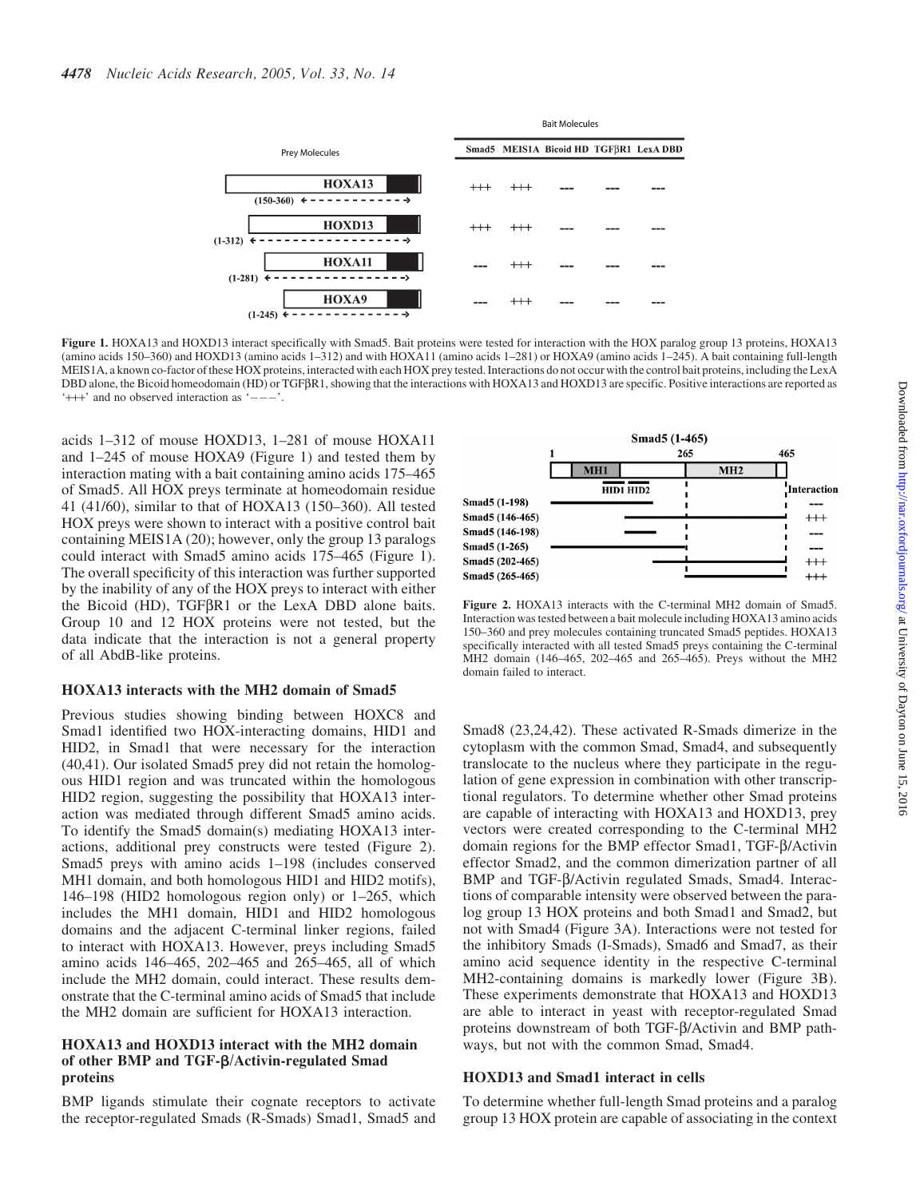| Prey Molecules | Smad5 | MEIS1A | Bicoid HD | TGFβR1 | LexA DBD |
|---|---|---|---|---|---|
| HOXA13 (150-360) | +++ | +++ | --- | --- | --- |
| HOXD13 (1-312) | +++ | +++ | --- | --- | --- |
| HOXA11 (1-281) | --- | +++ | --- | --- | --- |
| HOXA9 (1-245) | --- | +++ | --- | --- | --- |

**Figure 1.** HOXA13 and HOXD13 interact specifically with Smad5. Bait proteins were tested for interaction with the HOX paralog group 13 proteins, HOXA13 (amino acids 150–360) and HOXD13 (amino acids 1–312) and with HOXA11 (amino acids 1–281) or HOXA9 (amino acids 1–245). A bait containing full-length MEIS1A, a known co-factor of these HOX proteins, interacted with each HOX prey tested. Interactions do not occur with the control bait proteins, including the LexA DBD alone, the Bicoid homeodomain (HD) or TGFβR1, showing that the interactions with HOXA13 and HOXD13 are specific. Positive interactions are reported as '+++' and no observed interaction as '−−−'.

acids 1–312 of mouse HOXD13, 1–281 of mouse HOXA11 and 1–245 of mouse HOXA9 (Figure 1) and tested them by interaction mating with a bait containing amino acids 175–465 of Smad5. All HOX preys terminate at homeodomain residue 41 (41/60), similar to that of HOXA13 (150–360). All tested HOX preys were shown to interact with a positive control bait containing MEIS1A (20); however, only the group 13 paralogs could interact with Smad5 amino acids 175–465 (Figure 1). The overall specificity of this interaction was further supported by the inability of any of the HOX preys to interact with either the Bicoid (HD), TGFβR1 or the LexA DBD alone baits. Group 10 and 12 HOX proteins were not tested, but the data indicate that the interaction is not a general property of all AbdB-like proteins.

### HOXA13 interacts with the MH2 domain of Smad5

Previous studies showing binding between HOXC8 and Smad1 identified two HOX-interacting domains, HID1 and HID2, in Smad1 that were necessary for the interaction (40,41). Our isolated Smad5 prey did not retain the homologous HID1 region and was truncated within the homologous HID2 region, suggesting the possibility that HOXA13 interaction was mediated through different Smad5 amino acids. To identify the Smad5 domain(s) mediating HOXA13 interactions, additional prey constructs were tested (Figure 2). Smad5 preys with amino acids 1–198 (includes conserved MH1 domain, and both homologous HID1 and HID2 motifs), 146–198 (HID2 homologous region only) or 1–265, which includes the MH1 domain, HID1 and HID2 homologous domains and the adjacent C-terminal linker regions, failed to interact with HOXA13. However, preys including Smad5 amino acids 146–465, 202–465 and 265–465, all of which include the MH2 domain, could interact. These results demonstrate that the C-terminal amino acids of Smad5 that include the MH2 domain are sufficient for HOXA13 interaction.

### HOXA13 and HOXD13 interact with the MH2 domain of other BMP and TGF-β/Activin-regulated Smad proteins

BMP ligands stimulate their cognate receptors to activate the receptor-regulated Smads (R-Smads) Smad1, Smad5 and

| Smad5 prey | Interaction |
|---|---|
| Smad5 (1-198) | --- |
| Smad5 (146-465) | +++ |
| Smad5 (146-198) | --- |
| Smad5 (1-265) | --- |
| Smad5 (202-465) | +++ |
| Smad5 (265-465) | +++ |

**Figure 2.** HOXA13 interacts with the C-terminal MH2 domain of Smad5. Interaction was tested between a bait molecule including HOXA13 amino acids 150–360 and prey molecules containing truncated Smad5 peptides. HOXA13 specifically interacted with all tested Smad5 preys containing the C-terminal MH2 domain (146–465, 202–465 and 265–465). Preys without the MH2 domain failed to interact.

Smad8 (23,24,42). These activated R-Smads dimerize in the cytoplasm with the common Smad, Smad4, and subsequently translocate to the nucleus where they participate in the regulation of gene expression in combination with other transcriptional regulators. To determine whether other Smad proteins are capable of interacting with HOXA13 and HOXD13, prey vectors were created corresponding to the C-terminal MH2 domain regions for the BMP effector Smad1, TGF-β/Activin effector Smad2, and the common dimerization partner of all BMP and TGF-β/Activin regulated Smads, Smad4. Interactions of comparable intensity were observed between the paralog group 13 HOX proteins and both Smad1 and Smad2, but not with Smad4 (Figure 3A). Interactions were not tested for the inhibitory Smads (I-Smads), Smad6 and Smad7, as their amino acid sequence identity in the respective C-terminal MH2-containing domains is markedly lower (Figure 3B). These experiments demonstrate that HOXA13 and HOXD13 are able to interact in yeast with receptor-regulated Smad proteins downstream of both TGF-β/Activin and BMP pathways, but not with the common Smad, Smad4.

### HOXD13 and Smad1 interact in cells

To determine whether full-length Smad proteins and a paralog group 13 HOX protein are capable of associating in the context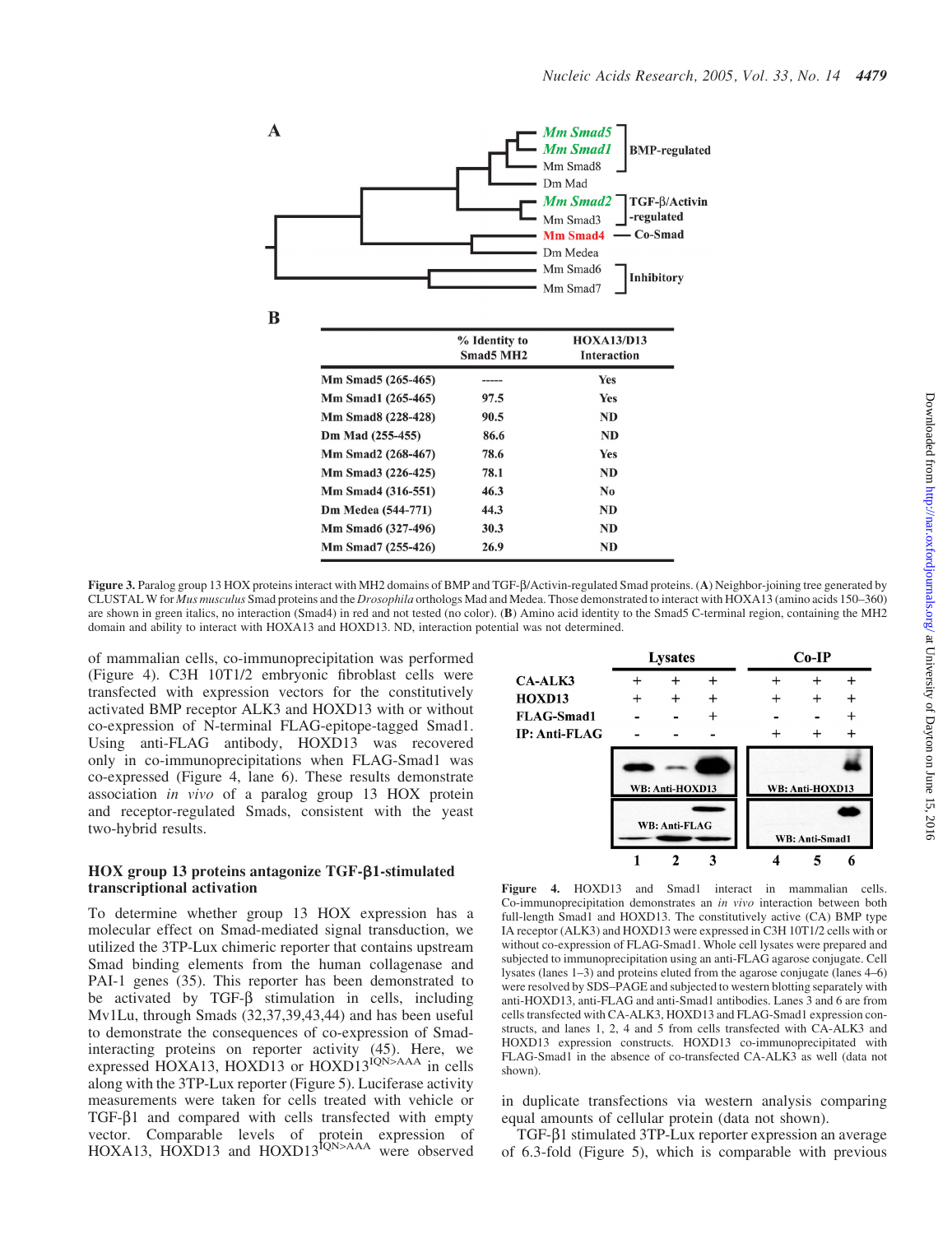**A**

**B**

| | % Identity to Smad5 MH2 | HOXA13/D13 Interaction |
|---|---|---|
| Mm Smad5 (265-465) | ----- | Yes |
| Mm Smad1 (265-465) | 97.5 | Yes |
| Mm Smad8 (228-428) | 90.5 | ND |
| Dm Mad (255-455) | 86.6 | ND |
| Mm Smad2 (268-467) | 78.6 | Yes |
| Mm Smad3 (226-425) | 78.1 | ND |
| Mm Smad4 (316-551) | 46.3 | No |
| Dm Medea (544-771) | 44.3 | ND |
| Mm Smad6 (327-496) | 30.3 | ND |
| Mm Smad7 (255-426) | 26.9 | ND |

**Figure 3.** Paralog group 13 HOX proteins interact with MH2 domains of BMP and TGF-β/Activin-regulated Smad proteins. (**A**) Neighbor-joining tree generated by CLUSTAL W for *Mus musculus* Smad proteins and the *Drosophila* orthologs Mad and Medea. Those demonstrated to interact with HOXA13 (amino acids 150–360) are shown in green italics, no interaction (Smad4) in red and not tested (no color). (**B**) Amino acid identity to the Smad5 C-terminal region, containing the MH2 domain and ability to interact with HOXA13 and HOXD13. ND, interaction potential was not determined.

of mammalian cells, co-immunoprecipitation was performed (Figure 4). C3H 10T1/2 embryonic fibroblast cells were transfected with expression vectors for the constitutively activated BMP receptor ALK3 and HOXD13 with or without co-expression of N-terminal FLAG-epitope-tagged Smad1. Using anti-FLAG antibody, HOXD13 was recovered only in co-immunoprecipitations when FLAG-Smad1 was co-expressed (Figure 4, lane 6). These results demonstrate association *in vivo* of a paralog group 13 HOX protein and receptor-regulated Smads, consistent with the yeast two-hybrid results.

**Figure 4.** HOXD13 and Smad1 interact in mammalian cells. Co-immunoprecipitation demonstrates an *in vivo* interaction between both full-length Smad1 and HOXD13. The constitutively active (CA) BMP type IA receptor (ALK3) and HOXD13 were expressed in C3H 10T1/2 cells with or without co-expression of FLAG-Smad1. Whole cell lysates were prepared and subjected to immunoprecipitation using an anti-FLAG agarose conjugate. Cell lysates (lanes 1–3) and proteins eluted from the agarose conjugate (lanes 4–6) were resolved by SDS–PAGE and subjected to western blotting separately with anti-HOXD13, anti-FLAG and anti-Smad1 antibodies. Lanes 3 and 6 are from cells transfected with CA-ALK3, HOXD13 and FLAG-Smad1 expression constructs, and lanes 1, 2, 4 and 5 from cells transfected with CA-ALK3 and HOXD13 expression constructs. HOXD13 co-immunoprecipitated with FLAG-Smad1 in the absence of co-transfected CA-ALK3 as well (data not shown).

## HOX group 13 proteins antagonize TGF-β1-stimulated transcriptional activation

To determine whether group 13 HOX expression has a molecular effect on Smad-mediated signal transduction, we utilized the 3TP-Lux chimeric reporter that contains upstream Smad binding elements from the human collagenase and PAI-1 genes (35). This reporter has been demonstrated to be activated by TGF-β stimulation in cells, including Mv1Lu, through Smads (32,37,39,43,44) and has been useful to demonstrate the consequences of co-expression of Smad-interacting proteins on reporter activity (45). Here, we expressed HOXA13, HOXD13 or HOXD13$^{IQN>AAA}$ in cells along with the 3TP-Lux reporter (Figure 5). Luciferase activity measurements were taken for cells treated with vehicle or TGF-β1 and compared with cells transfected with empty vector. Comparable levels of protein expression of HOXA13, HOXD13 and HOXD13$^{IQN>AAA}$ were observed in duplicate transfections via western analysis comparing equal amounts of cellular protein (data not shown).

TGF-β1 stimulated 3TP-Lux reporter expression an average of 6.3-fold (Figure 5), which is comparable with previous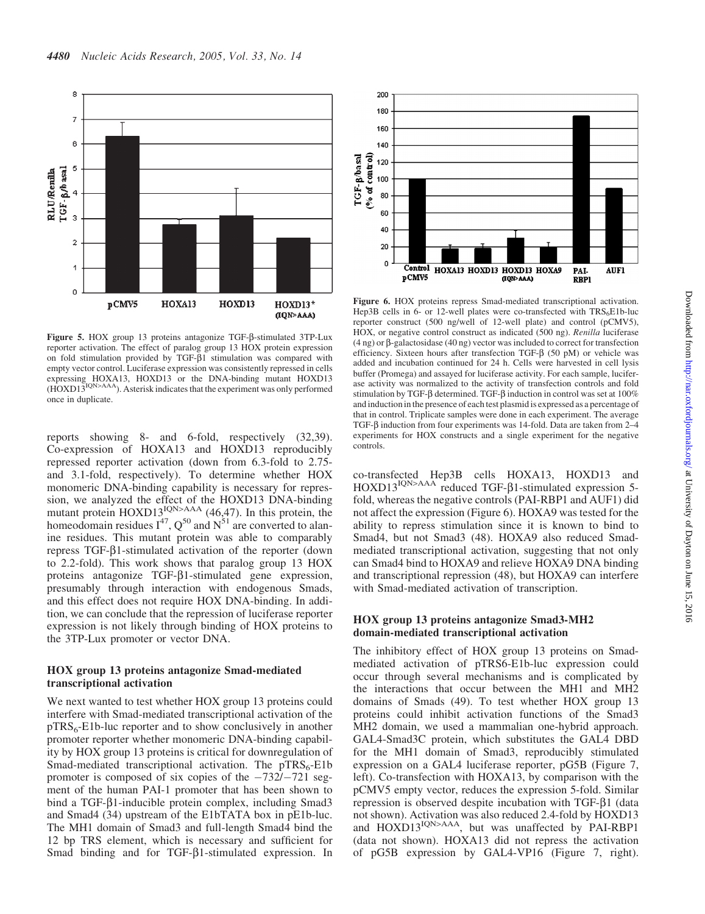**Figure 5.** HOX group 13 proteins antagonize TGF-β-stimulated 3TP-Lux reporter activation. The effect of paralog group 13 HOX protein expression on fold stimulation provided by TGF-β1 stimulation was compared with empty vector control. Luciferase expression was consistently repressed in cells expressing HOXA13, HOXD13 or the DNA-binding mutant HOXD13 ($HOXD13^{IQN>AAA}$). Asterisk indicates that the experiment was only performed once in duplicate.

reports showing 8- and 6-fold, respectively (32,39). Co-expression of HOXA13 and HOXD13 reproducibly repressed reporter activation (down from 6.3-fold to 2.75- and 3.1-fold, respectively). To determine whether HOX monomeric DNA-binding capability is necessary for repression, we analyzed the effect of the HOXD13 DNA-binding mutant protein $HOXD13^{IQN>AAA}$ (46,47). In this protein, the homeodomain residues $I^{47}$, $Q^{50}$ and $N^{51}$ are converted to alanine residues. This mutant protein was able to comparably repress TGF-β1-stimulated activation of the reporter (down to 2.2-fold). This work shows that paralog group 13 HOX proteins antagonize TGF-β1-stimulated gene expression, presumably through interaction with endogenous Smads, and this effect does not require HOX DNA-binding. In addition, we can conclude that the repression of luciferase reporter expression is not likely through binding of HOX proteins to the 3TP-Lux promoter or vector DNA.

### HOX group 13 proteins antagonize Smad-mediated transcriptional activation

We next wanted to test whether HOX group 13 proteins could interfere with Smad-mediated transcriptional activation of the $pTRS_6$-E1b-luc reporter and to show conclusively in another promoter reporter whether monomeric DNA-binding capability by HOX group 13 proteins is critical for downregulation of Smad-mediated transcriptional activation. The $pTRS_6$-E1b promoter is composed of six copies of the −732/−721 segment of the human PAI-1 promoter that has been shown to bind a TGF-β1-inducible protein complex, including Smad3 and Smad4 (34) upstream of the E1bTATA box in pE1b-luc. The MH1 domain of Smad3 and full-length Smad4 bind the 12 bp TRS element, which is necessary and sufficient for Smad binding and for TGF-β1-stimulated expression. In co-transfected Hep3B cells HOXA13, HOXD13 and $HOXD13^{IQN>AAA}$ reduced TGF-β1-stimulated expression 5-fold, whereas the negative controls (PAI-RBP1 and AUF1) did not affect the expression (Figure 6). HOXA9 was tested for the ability to repress stimulation since it is known to bind to Smad4, but not Smad3 (48). HOXA9 also reduced Smad-mediated transcriptional activation, suggesting that not only can Smad4 bind to HOXA9 and relieve HOXA9 DNA binding and transcriptional repression (48), but HOXA9 can interfere with Smad-mediated activation of transcription.

**Figure 6.** HOX proteins repress Smad-mediated transcriptional activation. Hep3B cells in 6- or 12-well plates were co-transfected with $TRS_6$E1b-luc reporter construct (500 ng/well of 12-well plate) and control (pCMV5), HOX, or negative control construct as indicated (500 ng). *Renilla* luciferase (4 ng) or β-galactosidase (40 ng) vector was included to correct for transfection efficiency. Sixteen hours after transfection TGF-β (50 pM) or vehicle was added and incubation continued for 24 h. Cells were harvested in cell lysis buffer (Promega) and assayed for luciferase activity. For each sample, luciferase activity was normalized to the activity of transfection controls and fold stimulation by TGF-β determined. TGF-β induction in control was set at 100% and induction in the presence of each test plasmid is expressed as a percentage of that in control. Triplicate samples were done in each experiment. The average TGF-β induction from four experiments was 14-fold. Data are taken from 2–4 experiments for HOX constructs and a single experiment for the negative controls.

### HOX group 13 proteins antagonize Smad3-MH2 domain-mediated transcriptional activation

The inhibitory effect of HOX group 13 proteins on Smad-mediated activation of pTRS6-E1b-luc expression could occur through several mechanisms and is complicated by the interactions that occur between the MH1 and MH2 domains of Smads (49). To test whether HOX group 13 proteins could inhibit activation functions of the Smad3 MH2 domain, we used a mammalian one-hybrid approach. GAL4-Smad3C protein, which substitutes the GAL4 DBD for the MH1 domain of Smad3, reproducibly stimulated expression on a GAL4 luciferase reporter, pG5B (Figure 7, left). Co-transfection with HOXA13, by comparison with the pCMV5 empty vector, reduces the expression 5-fold. Similar repression is observed despite incubation with TGF-β1 (data not shown). Activation was also reduced 2.4-fold by HOXD13 and $HOXD13^{IQN>AAA}$, but was unaffected by PAI-RBP1 (data not shown). HOXA13 did not repress the activation of pG5B expression by GAL4-VP16 (Figure 7, right).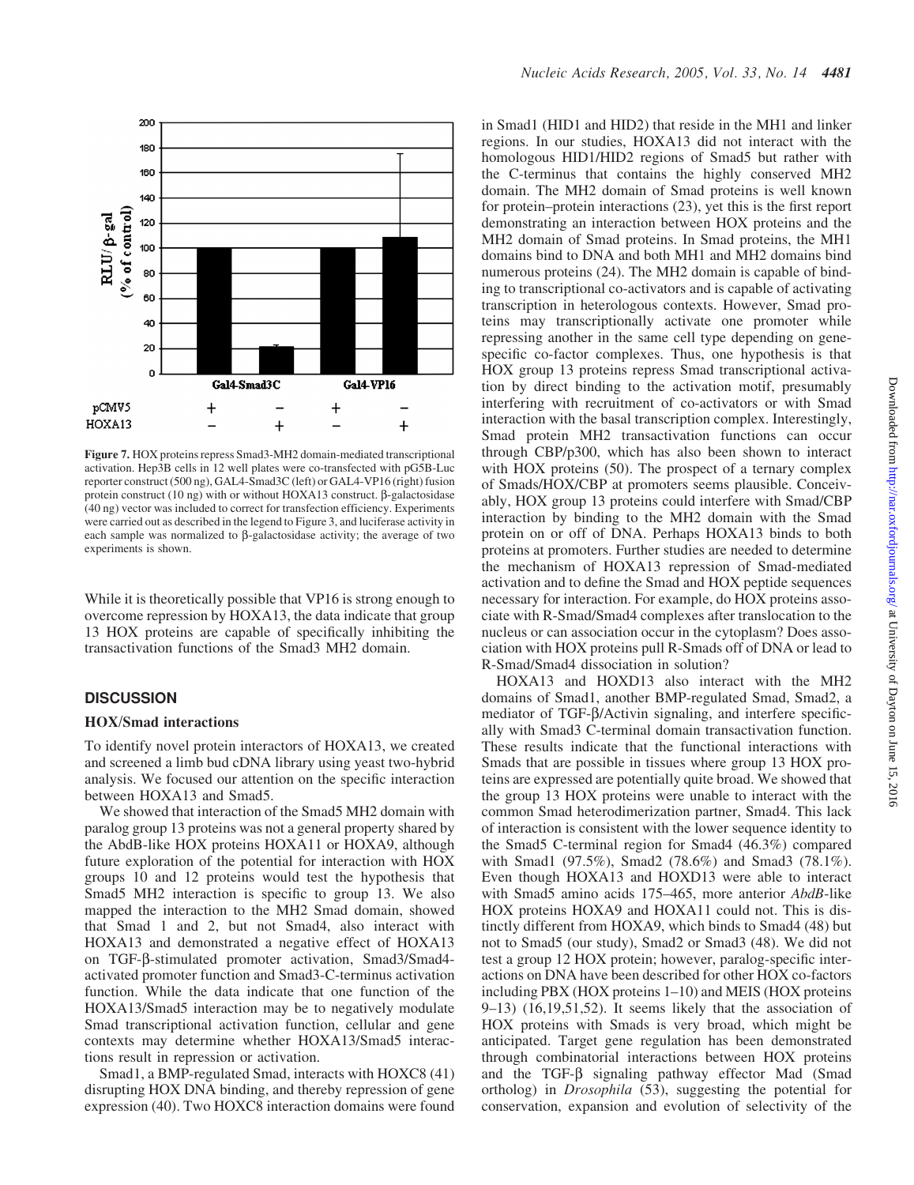**Figure 7.** HOX proteins repress Smad3-MH2 domain-mediated transcriptional activation. Hep3B cells in 12 well plates were co-transfected with pG5B-Luc reporter construct (500 ng), GAL4-Smad3C (left) or GAL4-VP16 (right) fusion protein construct (10 ng) with or without HOXA13 construct. β-galactosidase (40 ng) vector was included to correct for transfection efficiency. Experiments were carried out as described in the legend to Figure 3, and luciferase activity in each sample was normalized to β-galactosidase activity; the average of two experiments is shown.

While it is theoretically possible that VP16 is strong enough to overcome repression by HOXA13, the data indicate that group 13 HOX proteins are capable of specifically inhibiting the transactivation functions of the Smad3 MH2 domain.

## DISCUSSION

### HOX/Smad interactions

To identify novel protein interactors of HOXA13, we created and screened a limb bud cDNA library using yeast two-hybrid analysis. We focused our attention on the specific interaction between HOXA13 and Smad5.

We showed that interaction of the Smad5 MH2 domain with paralog group 13 proteins was not a general property shared by the AbdB-like HOX proteins HOXA11 or HOXA9, although future exploration of the potential for interaction with HOX groups 10 and 12 proteins would test the hypothesis that Smad5 MH2 interaction is specific to group 13. We also mapped the interaction to the MH2 Smad domain, showed that Smad 1 and 2, but not Smad4, also interact with HOXA13 and demonstrated a negative effect of HOXA13 on TGF-β-stimulated promoter activation, Smad3/Smad4-activated promoter function and Smad3-C-terminus activation function. While the data indicate that one function of the HOXA13/Smad5 interaction may be to negatively modulate Smad transcriptional activation function, cellular and gene contexts may determine whether HOXA13/Smad5 interactions result in repression or activation.

Smad1, a BMP-regulated Smad, interacts with HOXC8 (41) disrupting HOX DNA binding, and thereby repression of gene expression (40). Two HOXC8 interaction domains were found in Smad1 (HID1 and HID2) that reside in the MH1 and linker regions. In our studies, HOXA13 did not interact with the homologous HID1/HID2 regions of Smad5 but rather with the C-terminus that contains the highly conserved MH2 domain. The MH2 domain of Smad proteins is well known for protein–protein interactions (23), yet this is the first report demonstrating an interaction between HOX proteins and the MH2 domain of Smad proteins. In Smad proteins, the MH1 domains bind to DNA and both MH1 and MH2 domains bind numerous proteins (24). The MH2 domain is capable of binding to transcriptional co-activators and is capable of activating transcription in heterologous contexts. However, Smad proteins may transcriptionally activate one promoter while repressing another in the same cell type depending on gene-specific co-factor complexes. Thus, one hypothesis is that HOX group 13 proteins repress Smad transcriptional activation by direct binding to the activation motif, presumably interfering with recruitment of co-activators or with Smad interaction with the basal transcription complex. Interestingly, Smad protein MH2 transactivation functions can occur through CBP/p300, which has also been shown to interact with HOX proteins (50). The prospect of a ternary complex of Smads/HOX/CBP at promoters seems plausible. Conceivably, HOX group 13 proteins could interfere with Smad/CBP interaction by binding to the MH2 domain with the Smad protein on or off of DNA. Perhaps HOXA13 binds to both proteins at promoters. Further studies are needed to determine the mechanism of HOXA13 repression of Smad-mediated activation and to define the Smad and HOX peptide sequences necessary for interaction. For example, do HOX proteins associate with R-Smad/Smad4 complexes after translocation to the nucleus or can association occur in the cytoplasm? Does association with HOX proteins pull R-Smads off of DNA or lead to R-Smad/Smad4 dissociation in solution?

HOXA13 and HOXD13 also interact with the MH2 domains of Smad1, another BMP-regulated Smad, Smad2, a mediator of TGF-β/Activin signaling, and interfere specifically with Smad3 C-terminal domain transactivation function. These results indicate that the functional interactions with Smads that are possible in tissues where group 13 HOX proteins are expressed are potentially quite broad. We showed that the group 13 HOX proteins were unable to interact with the common Smad heterodimerization partner, Smad4. This lack of interaction is consistent with the lower sequence identity to the Smad5 C-terminal region for Smad4 (46.3%) compared with Smad1 (97.5%), Smad2 (78.6%) and Smad3 (78.1%). Even though HOXA13 and HOXD13 were able to interact with Smad5 amino acids 175–465, more anterior *AbdB*-like HOX proteins HOXA9 and HOXA11 could not. This is distinctly different from HOXA9, which binds to Smad4 (48) but not to Smad5 (our study), Smad2 or Smad3 (48). We did not test a group 12 HOX protein; however, paralog-specific interactions on DNA have been described for other HOX co-factors including PBX (HOX proteins 1–10) and MEIS (HOX proteins 9–13) (16,19,51,52). It seems likely that the association of HOX proteins with Smads is very broad, which might be anticipated. Target gene regulation has been demonstrated through combinatorial interactions between HOX proteins and the TGF-β signaling pathway effector Mad (Smad ortholog) in *Drosophila* (53), suggesting the potential for conservation, expansion and evolution of selectivity of the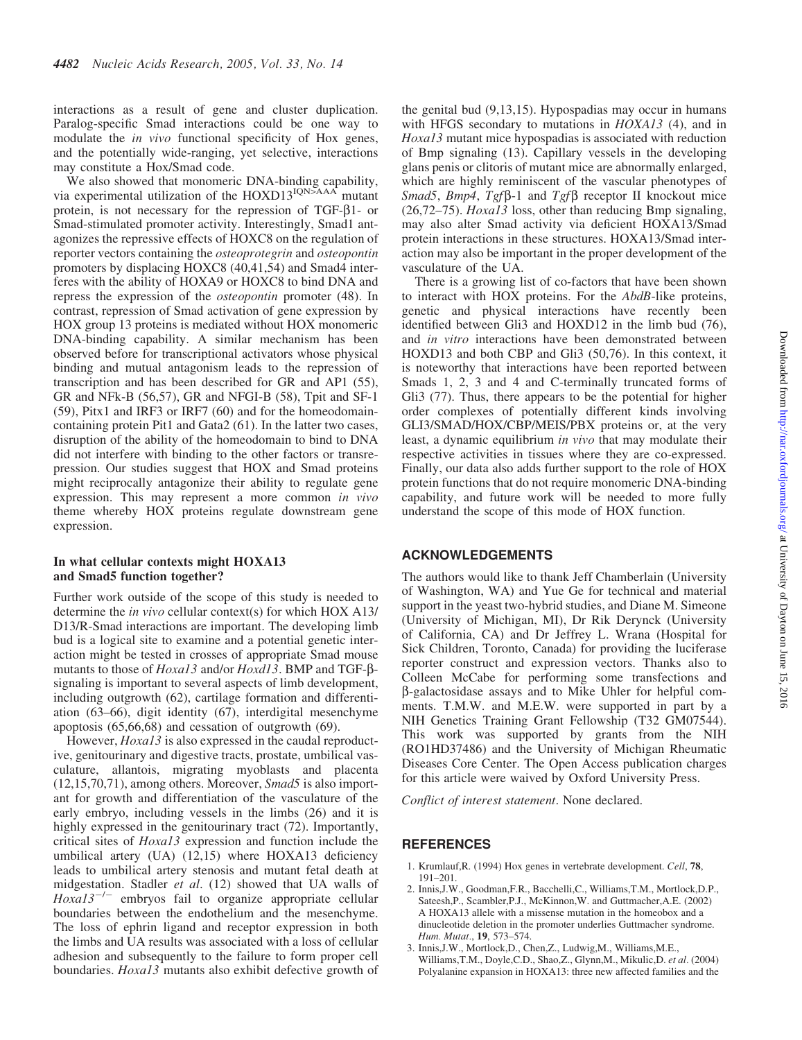interactions as a result of gene and cluster duplication. Paralog-specific Smad interactions could be one way to modulate the *in vivo* functional specificity of Hox genes, and the potentially wide-ranging, yet selective, interactions may constitute a Hox/Smad code.

We also showed that monomeric DNA-binding capability, via experimental utilization of the HOXD13$^{IQN>AAA}$ mutant protein, is not necessary for the repression of TGF-β1- or Smad-stimulated promoter activity. Interestingly, Smad1 antagonizes the repressive effects of HOXC8 on the regulation of reporter vectors containing the *osteoprotegrin* and *osteopontin* promoters by displacing HOXC8 (40,41,54) and Smad4 interferes with the ability of HOXA9 or HOXC8 to bind DNA and repress the expression of the *osteopontin* promoter (48). In contrast, repression of Smad activation of gene expression by HOX group 13 proteins is mediated without HOX monomeric DNA-binding capability. A similar mechanism has been observed before for transcriptional activators whose physical binding and mutual antagonism leads to the repression of transcription and has been described for GR and AP1 (55), GR and NFk-B (56,57), GR and NFGI-B (58), Tpit and SF-1 (59), Pitx1 and IRF3 or IRF7 (60) and for the homeodomain-containing protein Pit1 and Gata2 (61). In the latter two cases, disruption of the ability of the homeodomain to bind to DNA did not interfere with binding to the other factors or transrepression. Our studies suggest that HOX and Smad proteins might reciprocally antagonize their ability to regulate gene expression. This may represent a more common *in vivo* theme whereby HOX proteins regulate downstream gene expression.

### In what cellular contexts might HOXA13 and Smad5 function together?

Further work outside of the scope of this study is needed to determine the *in vivo* cellular context(s) for which HOX A13/D13/R-Smad interactions are important. The developing limb bud is a logical site to examine and a potential genetic interaction might be tested in crosses of appropriate Smad mouse mutants to those of *Hoxa13* and/or *Hoxd13*. BMP and TGF-β-signaling is important to several aspects of limb development, including outgrowth (62), cartilage formation and differentiation (63–66), digit identity (67), interdigital mesenchyme apoptosis (65,66,68) and cessation of outgrowth (69).

However, *Hoxa13* is also expressed in the caudal reproductive, genitourinary and digestive tracts, prostate, umbilical vasculature, allantois, migrating myoblasts and placenta (12,15,70,71), among others. Moreover, *Smad5* is also important for growth and differentiation of the vasculature of the early embryo, including vessels in the limbs (26) and it is highly expressed in the genitourinary tract (72). Importantly, critical sites of *Hoxa13* expression and function include the umbilical artery (UA) (12,15) where HOXA13 deficiency leads to umbilical artery stenosis and mutant fetal death at midgestation. Stadler *et al*. (12) showed that UA walls of *Hoxa13*$^{-/-}$ embryos fail to organize appropriate cellular boundaries between the endothelium and the mesenchyme. The loss of ephrin ligand and receptor expression in both the limbs and UA results was associated with a loss of cellular adhesion and subsequently to the failure to form proper cell boundaries. *Hoxa13* mutants also exhibit defective growth of the genital bud (9,13,15). Hypospadias may occur in humans with HFGS secondary to mutations in *HOXA13* (4), and in *Hoxa13* mutant mice hypospadias is associated with reduction of Bmp signaling (13). Capillary vessels in the developing glans penis or clitoris of mutant mice are abnormally enlarged, which are highly reminiscent of the vascular phenotypes of *Smad5*, *Bmp4*, *Tgf*β-1 and *Tgf*β receptor II knockout mice (26,72–75). *Hoxa13* loss, other than reducing Bmp signaling, may also alter Smad activity via deficient HOXA13/Smad protein interactions in these structures. HOXA13/Smad interaction may also be important in the proper development of the vasculature of the UA.

There is a growing list of co-factors that have been shown to interact with HOX proteins. For the *AbdB*-like proteins, genetic and physical interactions have recently been identified between Gli3 and HOXD12 in the limb bud (76), and *in vitro* interactions have been demonstrated between HOXD13 and both CBP and Gli3 (50,76). In this context, it is noteworthy that interactions have been reported between Smads 1, 2, 3 and 4 and C-terminally truncated forms of Gli3 (77). Thus, there appears to be the potential for higher order complexes of potentially different kinds involving GLI3/SMAD/HOX/CBP/MEIS/PBX proteins or, at the very least, a dynamic equilibrium *in vivo* that may modulate their respective activities in tissues where they are co-expressed. Finally, our data also adds further support to the role of HOX protein functions that do not require monomeric DNA-binding capability, and future work will be needed to more fully understand the scope of this mode of HOX function.

## ACKNOWLEDGEMENTS

The authors would like to thank Jeff Chamberlain (University of Washington, WA) and Yue Ge for technical and material support in the yeast two-hybrid studies, and Diane M. Simeone (University of Michigan, MI), Dr Rik Derynck (University of California, CA) and Dr Jeffrey L. Wrana (Hospital for Sick Children, Toronto, Canada) for providing the luciferase reporter construct and expression vectors. Thanks also to Colleen McCabe for performing some transfections and β-galactosidase assays and to Mike Uhler for helpful comments. T.M.W. and M.E.W. were supported in part by a NIH Genetics Training Grant Fellowship (T32 GM07544). This work was supported by grants from the NIH (RO1HD37486) and the University of Michigan Rheumatic Diseases Core Center. The Open Access publication charges for this article were waived by Oxford University Press.

*Conflict of interest statement*. None declared.

## REFERENCES

1. Krumlauf,R. (1994) Hox genes in vertebrate development. *Cell*, **78**, 191–201.
2. Innis,J.W., Goodman,F.R., Bacchelli,C., Williams,T.M., Mortlock,D.P., Sateesh,P., Scambler,P.J., McKinnon,W. and Guttmacher,A.E. (2002) A HOXA13 allele with a missense mutation in the homeobox and a dinucleotide deletion in the promoter underlies Guttmacher syndrome. *Hum. Mutat.*, **19**, 573–574.
3. Innis,J.W., Mortlock,D., Chen,Z., Ludwig,M., Williams,M.E., Williams,T.M., Doyle,C.D., Shao,Z., Glynn,M., Mikulic,D. *et al*. (2004) Polyalanine expansion in HOXA13: three new affected families and the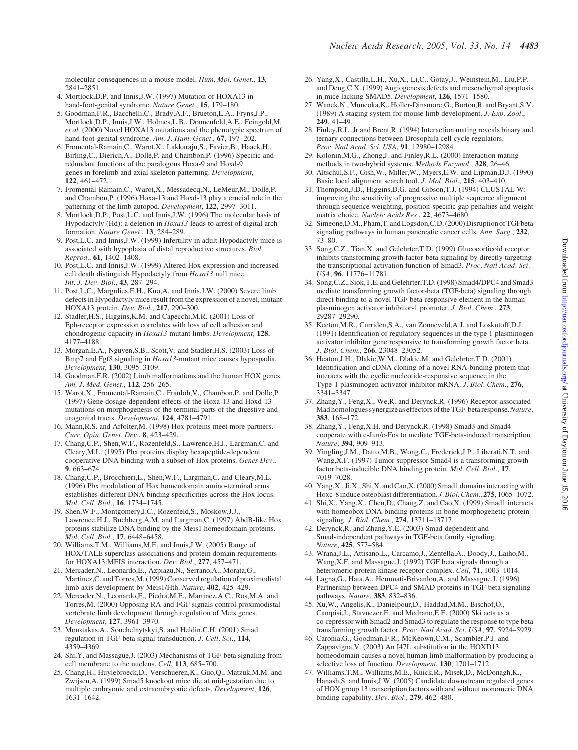molecular consequences in a mouse model. *Hum. Mol. Genet.*, **13**, 2841–2851.

4. Mortlock,D.P. and Innis,J.W. (1997) Mutation of HOXA13 in hand-foot-genital syndrome. *Nature Genet.*, **15**, 179–180.
5. Goodman,F.R., Bacchelli,C., Brady,A.F., Brueton,L.A., Fryns,J.P., Mortlock,D.P., Innis,J.W., Holmes,L.B., Donnenfeld,A.E., Feingold,M. *et al.* (2000) Novel HOXA13 mutations and the phenotypic spectrum of hand-foot-genital syndrome. *Am. J. Hum. Genet.*, **67**, 197–202.
6. Fromental-Ramain,C., Warot,X., Lakkaraju,S., Favier,B., Haack,H., Birling,C., Dierich,A., Dolle,P. and Chambon,P. (1996) Specific and redundant functions of the paralogous Hoxa-9 and Hoxd-9 genes in forelimb and axial skeleton patterning. *Development*, **122**, 461–472.
7. Fromental-Ramain,C., Warot,X., Messadecq,N., LeMeur,M., Dolle,P. and Chambon,P. (1996) Hoxa-13 and Hoxd-13 play a crucial role in the patterning of the limb autopod. *Development*, **122**, 2997–3011.
8. Mortlock,D.P., Post,L.C. and Innis,J.W. (1996) The molecular basis of Hypodactyly (Hd): a deletion in *Hoxa13* leads to arrest of digital arch formation. *Nature Genet.*, **13**, 284–289.
9. Post,L.C. and Innis,J.W. (1999) Infertility in adult Hypodactyly mice is associated with hypoplasia of distal reproductive structures. *Biol. Reprod.*, **61**, 1402–1408.
10. Post,L.C. and Innis,J.W. (1999) Altered Hox expression and increased cell death distinguish Hypodactyly from *Hoxa13* null mice. *Int. J. Dev. Biol.*, **43**, 287–294.
11. Post,L.C., Margulies,E.H., Kuo,A. and Innis,J.W. (2000) Severe limb defects in Hypodactyly mice result from the expression of a novel, mutant HOXA13 protein. *Dev. Biol.*, **217**, 290–300.
12. Stadler,H.S., Higgins,K.M. and Capecchi,M.R. (2001) Loss of Eph-receptor expression correlates with loss of cell adhesion and chondrogenic capacity in *Hoxa13* mutant limbs. *Development*, **128**, 4177–4188.
13. Morgan,E.A., Nguyen,S.B., Scott,V. and Stadler,H.S. (2003) Loss of Bmp7 and Fgf8 signaling in *Hoxa13*-mutant mice causes hypospadia. *Development*, **130**, 3095–3109.
14. Goodman,F.R. (2002) Limb malformations and the human HOX genes. *Am. J. Med. Genet.*, **112**, 256–265.
15. Warot,X., Fromental-Ramain,C., Fraulob,V., Chambon,P. and Dolle,P. (1997) Gene dosage-dependent effects of the Hoxa-13 and Hoxd-13 mutations on morphogenesis of the terminal parts of the digestive and urogenital tracts. *Development*, **124**, 4781–4791.
16. Mann,R.S. and Affolter,M. (1998) Hox proteins meet more partners. *Curr. Opin. Genet. Dev.*, **8**, 423–429.
17. Chang,C.P., Shen,W.F., Rozenfeld,S., Lawrence,H.J., Largman,C. and Cleary,M.L. (1995) Pbx proteins display hexapeptide-dependent cooperative DNA binding with a subset of Hox proteins. *Genes Dev.*, **9**, 663–674.
18. Chang,C.P., Brocchieri,L., Shen,W.F., Largman,C. and Cleary,M.L. (1996) Pbx modulation of Hox homeodomain amino-terminal arms establishes different DNA-binding specificities across the Hox locus. *Mol. Cell. Biol.*, **16**, 1734–1745.
19. Shen,W.F., Montgomery,J.C., Rozenfeld,S., Moskow,J.J., Lawrence,H.J., Buchberg,A.M. and Largman,C. (1997) AbdB-like Hox proteins stabilize DNA binding by the Meis1 homeodomain proteins. *Mol. Cell. Biol.*, **17**, 6448–6458.
20. Williams,T.M., Williams,M.E. and Innis,J.W. (2005) Range of HOX/TALE superclass associations and protein domain requirements for HOXA13:MEIS interaction. *Dev. Biol.*, **277**, 457–471.
21. Mercader,N., Leonardo,E., Azpiazu,N., Serrano,A., Morata,G., Martinez,C. and Torres,M. (1999) Conserved regulation of proximodistal limb axis development by Meis1/Hth. *Nature*, **402**, 425–429.
22. Mercader,N., Leonardo,E., Piedra,M.E., Martinez,A.C., Ros,M.A. and Torres,M. (2000) Opposing RA and FGF signals control proximodistal vertebrate limb development through regulation of Meis genes. *Development*, **127**, 3961–3970.
23. Moustakas,A., Souchelnytskyi,S. and Heldin,C.H. (2001) Smad regulation in TGF-beta signal transduction. *J. Cell. Sci.*, **114**, 4359–4369.
24. Shi,Y. and Massague,J. (2003) Mechanisms of TGF-beta signaling from cell membrane to the nucleus. *Cell*, **113**, 685–700.
25. Chang,H., Huylebroeck,D., Verschueren,K., Guo,Q., Matzuk,M.M. and Zwijsen,A. (1999) Smad5 knockout mice die at mid-gestation due to multiple embryonic and extraembryonic defects. *Development*, **126**, 1631–1642.
26. Yang,X., Castilla,L.H., Xu,X., Li,C., Gotay,J., Weinstein,M., Liu,P.P. and Deng,C.X. (1999) Angiogenesis defects and mesenchymal apoptosis in mice lacking SMAD5. *Development*, **126**, 1571–1580.
27. Wanek,N., Muneoka,K., Holler-Dinsmore,G., Burton,R. and Bryant,S.V. (1989) A staging system for mouse limb development. *J. Exp. Zool.*, **249**, 41–49.
28. Finley,R.L.,Jr and Brent,R. (1994) Interaction mating reveals binary and ternary connections between Drosophila cell cycle regulators. *Proc. Natl Acad. Sci. USA*, **91**, 12980–12984.
29. Kolonin,M.G., Zhong,J. and Finley,R.L. (2000) Interaction mating methods in two-hybrid systems. *Methods Enzymol.*, **328**, 26–46.
30. Altschul,S.F., Gish,W., Miller,W., Myers,E.W. and Lipman,D.J. (1990) Basic local alignment search tool. *J. Mol. Biol.*, **215**, 403–410.
31. Thompson,J.D., Higgins,D.G. and Gibson,T.J. (1994) CLUSTAL W: improving the sensitivity of progressive multiple sequence alignment through sequence weighting, position-specific gap penalties and weight matrix choice. *Nucleic Acids Res.*, **22**, 4673–4680.
32. Simeone,D.M., Pham,T. and Logsdon,C.D. (2000) Disruption of TGFbeta signaling pathways in human pancreatic cancer cells. *Ann. Surg.*, **232**, 73–80.
33. Song,C.Z., Tian,X. and Gelehrter,T.D. (1999) Glucocorticoid receptor inhibits transforming growth factor-beta signaling by directly targeting the transcriptional activation function of Smad3. *Proc. Natl Acad. Sci. USA*, **96**, 11776–11781.
34. Song,C.Z., Siok,T.E. and Gelehrter,T.D. (1998) Smad4/DPC4 and Smad3 mediate transforming growth factor-beta (TGF-beta) signaling through direct binding to a novel TGF-beta-responsive element in the human plasminogen activator inhibitor-1 promoter. *J. Biol. Chem.*, **273**, 29287–29290.
35. Keeton,M.R., Curriden,S.A., van Zonneveld,A.J. and Loskutoff,D.J. (1991) Identification of regulatory sequences in the type 1 plasminogen activator inhibitor gene responsive to transforming growth factor beta. *J. Biol. Chem.*, **266**, 23048–23052.
36. Heaton,J.H., Dlakic,W.M., Dlakic,M. and Gelehrter,T.D. (2001) Identification and cDNA cloning of a novel RNA-binding protein that interacts with the cyclic nucleotide-responsive sequence in the Type-1 plasminogen activator inhibitor mRNA. *J. Biol. Chem.*, **276**, 3341–3347.
37. Zhang,Y., Feng,X., We,R. and Derynck,R. (1996) Receptor-associated Mad homologues synergize as effectors of the TGF-beta response. *Nature*, **383**, 168–172.
38. Zhang,Y., Feng,X.H. and Derynck,R. (1998) Smad3 and Smad4 cooperate with c-Jun/c-Fos to mediate TGF-beta-induced transcription. *Nature*, **394**, 909–913.
39. Yingling,J.M., Datto,M.B., Wong,C., Frederick,J.P., Liberati,N.T. and Wang,X.F. (1997) Tumor suppressor Smad4 is a transforming growth factor beta-inducible DNA binding protein. *Mol. Cell. Biol.*, **17**, 7019–7028.
40. Yang,X., Ji,X., Shi,X. and Cao,X. (2000) Smad1 domains interacting with Hoxc-8 induce osteoblast differentiation. *J. Biol. Chem.*, **275**, 1065–1072.
41. Shi,X., Yang,X., Chen,D., Chang,Z. and Cao,X. (1999) Smad1 interacts with homeobox DNA-binding proteins in bone morphogenetic protein signaling. *J. Biol. Chem.*, **274**, 13711–13717.
42. Derynck,R. and Zhang,Y.E. (2003) Smad-dependent and Smad-independent pathways in TGF-beta family signalling. *Nature*, **425**, 577–584.
43. Wrana,J.L., Attisano,L., Carcamo,J., Zentella,A., Doody,J., Laiho,M., Wang,X.F. and Massague,J. (1992) TGF beta signals through a heteromeric protein kinase receptor complex. *Cell*, **71**, 1003–1014.
44. Lagna,G., Hata,A., Hemmati-Brivanlou,A. and Massague,J. (1996) Partnership between DPC4 and SMAD proteins in TGF-beta signalling pathways. *Nature*, **383**, 832–836.
45. Xu,W., Angelis,K., Danielpour,D., Haddad,M.M., Bischof,O., Campisi,J., Stavnezer,E. and Medrano,E.E. (2000) Ski acts as a co-repressor with Smad2 and Smad3 to regulate the response to type beta transforming growth factor. *Proc. Natl Acad. Sci. USA*, **97**, 5924–5929.
46. Caronia,G., Goodman,F.R., McKeown,C.M., Scambler,P.J. and Zappavigna,V. (2003) An I47L substitution in the HOXD13 homeodomain causes a novel human limb malformation by producing a selective loss of function. *Development*, **130**, 1701–1712.
47. Williams,T.M., Williams,M.E., Kuick,R., Misek,D., McDonagh,K., Hanash,S. and Innis,J.W. (2005) Candidate downstream regulated genes of HOX group 13 transcription factors with and without monomeric DNA binding capability. *Dev. Biol.*, **279**, 462–480.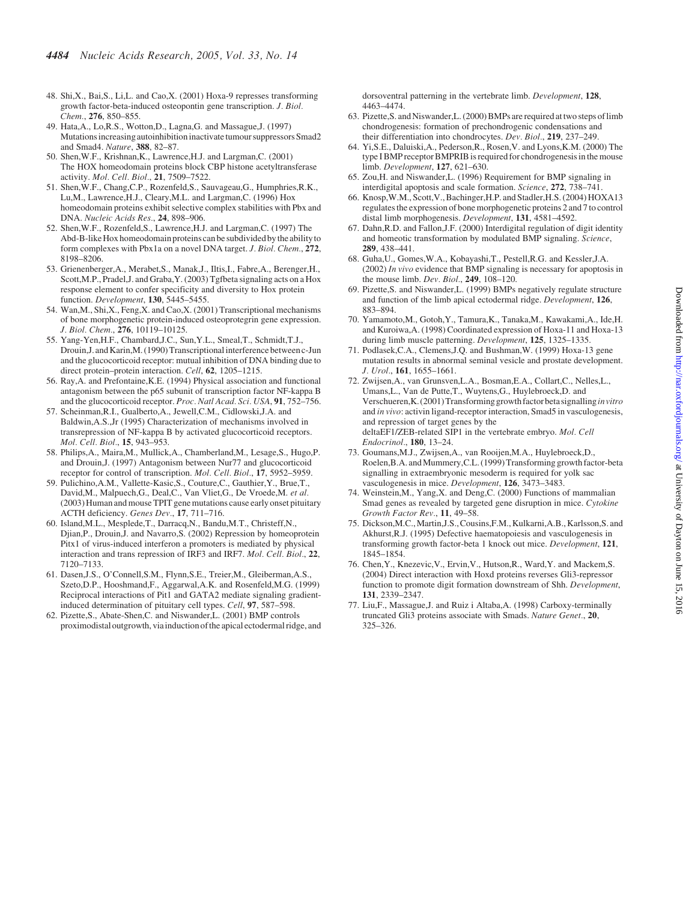48. Shi,X., Bai,S., Li,L. and Cao,X. (2001) Hoxa-9 represses transforming growth factor-beta-induced osteopontin gene transcription. *J. Biol. Chem.*, **276**, 850–855.
49. Hata,A., Lo,R.S., Wotton,D., Lagna,G. and Massague,J. (1997) Mutations increasing autoinhibition inactivate tumour suppressors Smad2 and Smad4. *Nature*, **388**, 82–87.
50. Shen,W.F., Krishnan,K., Lawrence,H.J. and Largman,C. (2001) The HOX homeodomain proteins block CBP histone acetyltransferase activity. *Mol. Cell. Biol.*, **21**, 7509–7522.
51. Shen,W.F., Chang,C.P., Rozenfeld,S., Sauvageau,G., Humphries,R.K., Lu,M., Lawrence,H.J., Cleary,M.L. and Largman,C. (1996) Hox homeodomain proteins exhibit selective complex stabilities with Pbx and DNA. *Nucleic Acids Res.*, **24**, 898–906.
52. Shen,W.F., Rozenfeld,S., Lawrence,H.J. and Largman,C. (1997) The Abd-B-like Hox homeodomain proteins can be subdivided by the ability to form complexes with Pbx1a on a novel DNA target. *J. Biol. Chem.*, **272**, 8198–8206.
53. Grienenberger,A., Merabet,S., Manak,J., Iltis,I., Fabre,A., Berenger,H., Scott,M.P., Pradel,J. and Graba,Y. (2003) Tgfbeta signaling acts on a Hox response element to confer specificity and diversity to Hox protein function. *Development*, **130**, 5445–5455.
54. Wan,M., Shi,X., Feng,X. and Cao,X. (2001) Transcriptional mechanisms of bone morphogenetic protein-induced osteoprotegrin gene expression. *J. Biol. Chem.*, **276**, 10119–10125.
55. Yang-Yen,H.F., Chambard,J.C., Sun,Y.L., Smeal,T., Schmidt,T.J., Drouin,J. and Karin,M. (1990) Transcriptional interference between c-Jun and the glucocorticoid receptor: mutual inhibition of DNA binding due to direct protein–protein interaction. *Cell*, **62**, 1205–1215.
56. Ray,A. and Prefontaine,K.E. (1994) Physical association and functional antagonism between the p65 subunit of transcription factor NF-kappa B and the glucocorticoid receptor. *Proc. Natl Acad. Sci. USA*, **91**, 752–756.
57. Scheinman,R.I., Gualberto,A., Jewell,C.M., Cidlowski,J.A. and Baldwin,A.S.,Jr (1995) Characterization of mechanisms involved in transrepression of NF-kappa B by activated glucocorticoid receptors. *Mol. Cell. Biol.*, **15**, 943–953.
58. Philips,A., Maira,M., Mullick,A., Chamberland,M., Lesage,S., Hugo,P. and Drouin,J. (1997) Antagonism between Nur77 and glucocorticoid receptor for control of transcription. *Mol. Cell. Biol.*, **17**, 5952–5959.
59. Pulichino,A.M., Vallette-Kasic,S., Couture,C., Gauthier,Y., Brue,T., David,M., Malpuech,G., Deal,C., Van Vliet,G., De Vroede,M. *et al.* (2003) Human and mouse TPIT gene mutations cause early onset pituitary ACTH deficiency. *Genes Dev.*, **17**, 711–716.
60. Island,M.L., Mesplede,T., Darracq,N., Bandu,M.T., Christeff,N., Djian,P., Drouin,J. and Navarro,S. (2002) Repression by homeoprotein Pitx1 of virus-induced interferon a promoters is mediated by physical interaction and trans repression of IRF3 and IRF7. *Mol. Cell. Biol.*, **22**, 7120–7133.
61. Dasen,J.S., O'Connell,S.M., Flynn,S.E., Treier,M., Gleiberman,A.S., Szeto,D.P., Hooshmand,F., Aggarwal,A.K. and Rosenfeld,M.G. (1999) Reciprocal interactions of Pit1 and GATA2 mediate signaling gradient-induced determination of pituitary cell types. *Cell*, **97**, 587–598.
62. Pizette,S., Abate-Shen,C. and Niswander,L. (2001) BMP controls proximodistal outgrowth, via induction of the apical ectodermal ridge, and dorsoventral patterning in the vertebrate limb. *Development*, **128**, 4463–4474.
63. Pizette,S. and Niswander,L. (2000) BMPs are required at two steps of limb chondrogenesis: formation of prechondrogenic condensations and their differentiation into chondrocytes. *Dev. Biol.*, **219**, 237–249.
64. Yi,S.E., Daluiski,A., Pederson,R., Rosen,V. and Lyons,K.M. (2000) The type I BMP receptor BMPRIB is required for chondrogenesis in the mouse limb. *Development*, **127**, 621–630.
65. Zou,H. and Niswander,L. (1996) Requirement for BMP signaling in interdigital apoptosis and scale formation. *Science*, **272**, 738–741.
66. Knosp,W.M., Scott,V., Bachinger,H.P. and Stadler,H.S. (2004) HOXA13 regulates the expression of bone morphogenetic proteins 2 and 7 to control distal limb morphogenesis. *Development*, **131**, 4581–4592.
67. Dahn,R.D. and Fallon,J.F. (2000) Interdigital regulation of digit identity and homeotic transformation by modulated BMP signaling. *Science*, **289**, 438–441.
68. Guha,U., Gomes,W.A., Kobayashi,T., Pestell,R.G. and Kessler,J.A. (2002) *In vivo* evidence that BMP signaling is necessary for apoptosis in the mouse limb. *Dev. Biol.*, **249**, 108–120.
69. Pizette,S. and Niswander,L. (1999) BMPs negatively regulate structure and function of the limb apical ectodermal ridge. *Development*, **126**, 883–894.
70. Yamamoto,M., Gotoh,Y., Tamura,K., Tanaka,M., Kawakami,A., Ide,H. and Kuroiwa,A. (1998) Coordinated expression of Hoxa-11 and Hoxa-13 during limb muscle patterning. *Development*, **125**, 1325–1335.
71. Podlasek,C.A., Clemens,J.Q. and Bushman,W. (1999) Hoxa-13 gene mutation results in abnormal seminal vesicle and prostate development. *J. Urol.*, **161**, 1655–1661.
72. Zwijsen,A., van Grunsven,L.A., Bosman,E.A., Collart,C., Nelles,L., Umans,L., Van de Putte,T., Wuytens,G., Huylebroeck,D. and Verschueren,K. (2001) Transforming growth factor beta signalling *in vitro* and *in vivo*: activin ligand-receptor interaction, Smad5 in vasculogenesis, and repression of target genes by the deltaEF1/ZEB-related SIP1 in the vertebrate embryo. *Mol. Cell Endocrinol.*, **180**, 13–24.
73. Goumans,M.J., Zwijsen,A., van Rooijen,M.A., Huylebroeck,D., Roelen,B.A. and Mummery,C.L. (1999) Transforming growth factor-beta signalling in extraembryonic mesoderm is required for yolk sac vasculogenesis in mice. *Development*, **126**, 3473–3483.
74. Weinstein,M., Yang,X. and Deng,C. (2000) Functions of mammalian Smad genes as revealed by targeted gene disruption in mice. *Cytokine Growth Factor Rev.*, **11**, 49–58.
75. Dickson,M.C., Martin,J.S., Cousins,F.M., Kulkarni,A.B., Karlsson,S. and Akhurst,R.J. (1995) Defective haematopoiesis and vasculogenesis in transforming growth factor-beta 1 knock out mice. *Development*, **121**, 1845–1854.
76. Chen,Y., Knezevic,V., Ervin,V., Hutson,R., Ward,Y. and Mackem,S. (2004) Direct interaction with Hoxd proteins reverses Gli3-repressor function to promote digit formation downstream of Shh. *Development*, **131**, 2339–2347.
77. Liu,F., Massague,J. and Ruiz i Altaba,A. (1998) Carboxy-terminally truncated Gli3 proteins associate with Smads. *Nature Genet.*, **20**, 325–326.